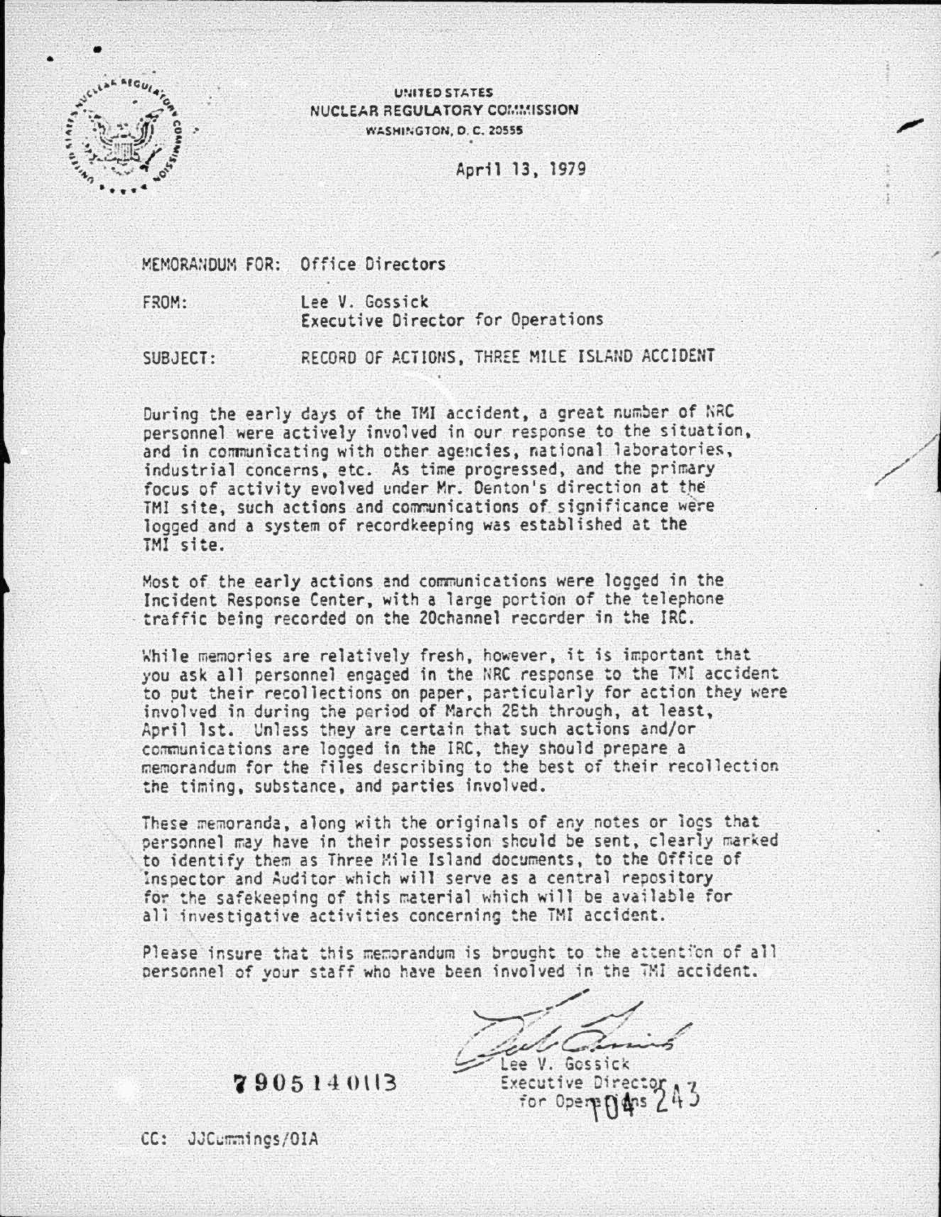UNITED STATES
NUCLEAR REGULATORY COMMISSION
WASHINGTON, D. C. 20555

April 13, 1979

MEMORANDUM FOR: Office Directors

FROM: Lee V. Gossick
Executive Director for Operations

SUBJECT: RECORD OF ACTIONS, THREE MILE ISLAND ACCIDENT

During the early days of the TMI accident, a great number of NRC personnel were actively involved in our response to the situation, and in communicating with other agencies, national laboratories, industrial concerns, etc. As time progressed, and the primary focus of activity evolved under Mr. Denton's direction at the TMI site, such actions and communications of significance were logged and a system of recordkeeping was established at the TMI site.

Most of the early actions and communications were logged in the Incident Response Center, with a large portion of the telephone traffic being recorded on the 20channel recorder in the IRC.

While memories are relatively fresh, however, it is important that you ask all personnel engaged in the NRC response to the TMI accident to put their recollections on paper, particularly for action they were involved in during the period of March 28th through, at least, April 1st. Unless they are certain that such actions and/or communications are logged in the IRC, they should prepare a memorandum for the files describing to the best of their recollection the timing, substance, and parties involved.

These memoranda, along with the originals of any notes or logs that personnel may have in their possession should be sent, clearly marked to identify them as Three Mile Island documents, to the Office of Inspector and Auditor which will serve as a central repository for the safekeeping of this material which will be available for all investigative activities concerning the TMI accident.

Please insure that this memorandum is brought to the attention of all personnel of your staff who have been involved in the TMI accident.

Lee V. Gossick
Executive Director
for Operations

7905140113

104 243

CC: JJCummings/OIA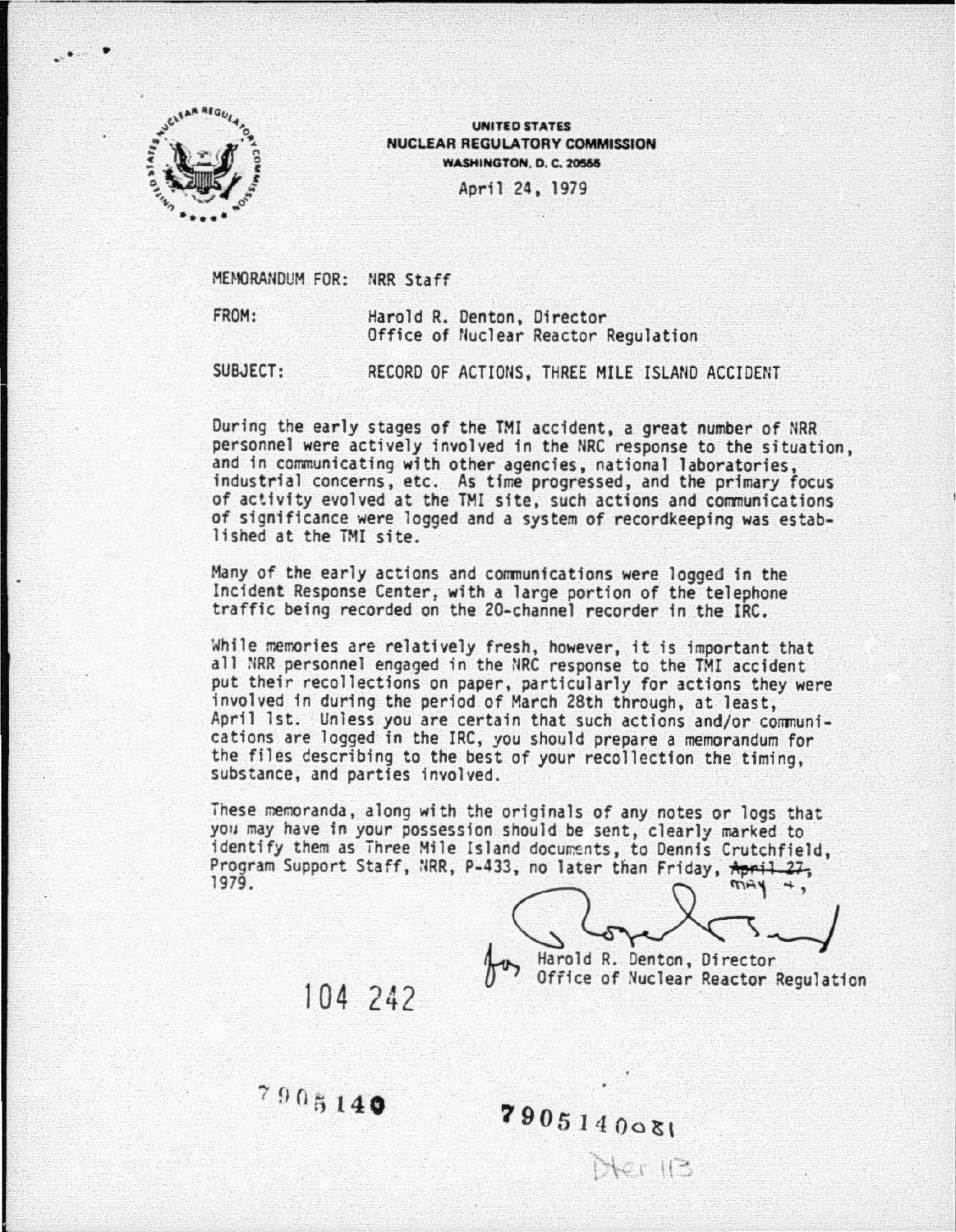UNITED STATES
NUCLEAR REGULATORY COMMISSION
WASHINGTON, D. C. 20555

April 24, 1979

MEMORANDUM FOR: NRR Staff

FROM: Harold R. Denton, Director
Office of Nuclear Reactor Regulation

SUBJECT: RECORD OF ACTIONS, THREE MILE ISLAND ACCIDENT

During the early stages of the TMI accident, a great number of NRR personnel were actively involved in the NRC response to the situation, and in communicating with other agencies, national laboratories, industrial concerns, etc. As time progressed, and the primary focus of activity evolved at the TMI site, such actions and communications of significance were logged and a system of recordkeeping was established at the TMI site.

Many of the early actions and communications were logged in the Incident Response Center, with a large portion of the telephone traffic being recorded on the 20-channel recorder in the IRC.

While memories are relatively fresh, however, it is important that all NRR personnel engaged in the NRC response to the TMI accident put their recollections on paper, particularly for actions they were involved in during the period of March 28th through, at least, April 1st. Unless you are certain that such actions and/or communications are logged in the IRC, you should prepare a memorandum for the files describing to the best of your recollection the timing, substance, and parties involved.

These memoranda, along with the originals of any notes or logs that you may have in your possession should be sent, clearly marked to identify them as Three Mile Island documents, to Dennis Crutchfield, Program Support Staff, NRR, P-433, no later than Friday, ~~April 27,~~ MAY 4, 1979.

for Harold R. Denton, Director
Office of Nuclear Reactor Regulation

104 242

7905140

7905140081

Dter 113